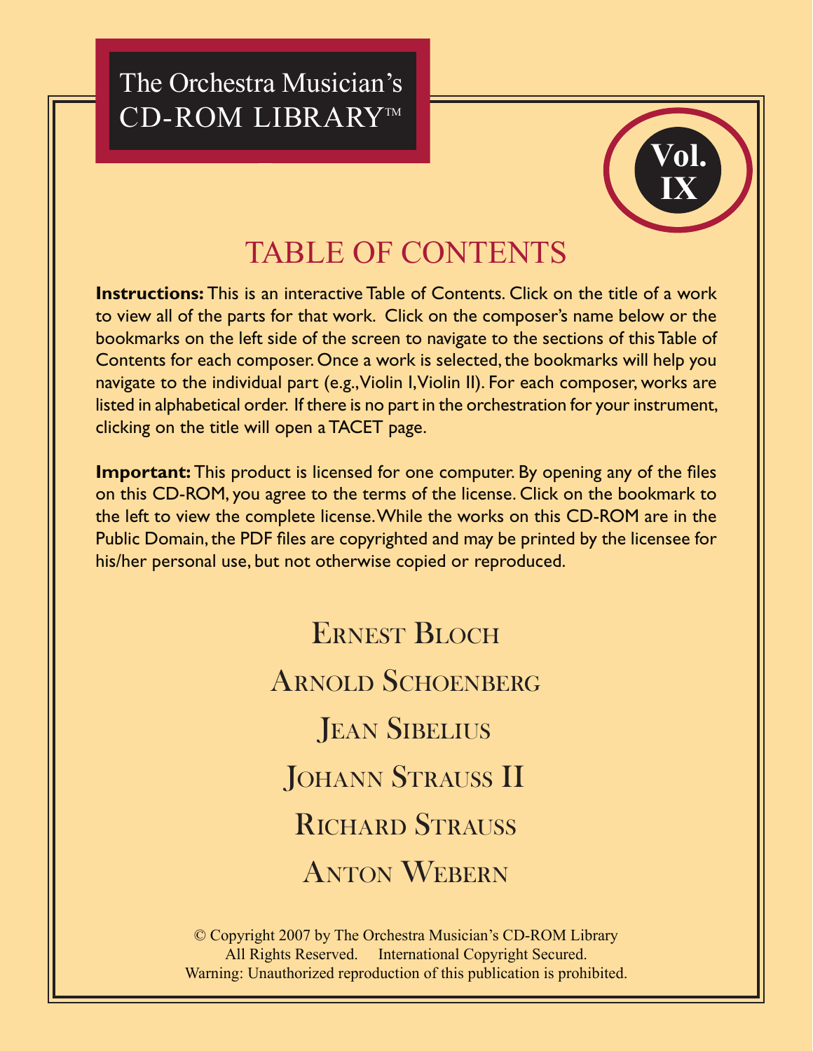# The Orchestra Musician's CD-ROM LIBRARY™

**Vol. IX**

## TABLE OF CONTENTS

**Instructions:** This is an interactive Table of Contents. Click on the title of a work to view all of the parts for that work. Click on the composer's name below or the bookmarks on the left side of the screen to navigate to the sections of this Table of Contents for each composer. Once a work is selected, the bookmarks will help you navigate to the individual part (e.g., Violin I, Violin II). For each composer, works are listed in alphabetical order. If there is no part in the orchestration for your instrument, clicking on the title will open a TACET page.

**Important:** This product is licensed for one computer. By opening any of the files on this CD-ROM, you agree to the terms of the license. Click on the bookmark to the left to view the complete license. While the works on this CD-ROM are in the Public Domain, the PDF files are copyrighted and may be printed by the licensee for his/her personal use, but not otherwise copied or reproduced.

Ernest Bloch

Arnold Schoenberg

Jean Sibelius

Johann Strauss II

Richard Strauss

Anton Webern

© Copyright 2007 by The Orchestra Musician's CD-ROM Library
All Rights Reserved. International Copyright Secured.
Warning: Unauthorized reproduction of this publication is prohibited.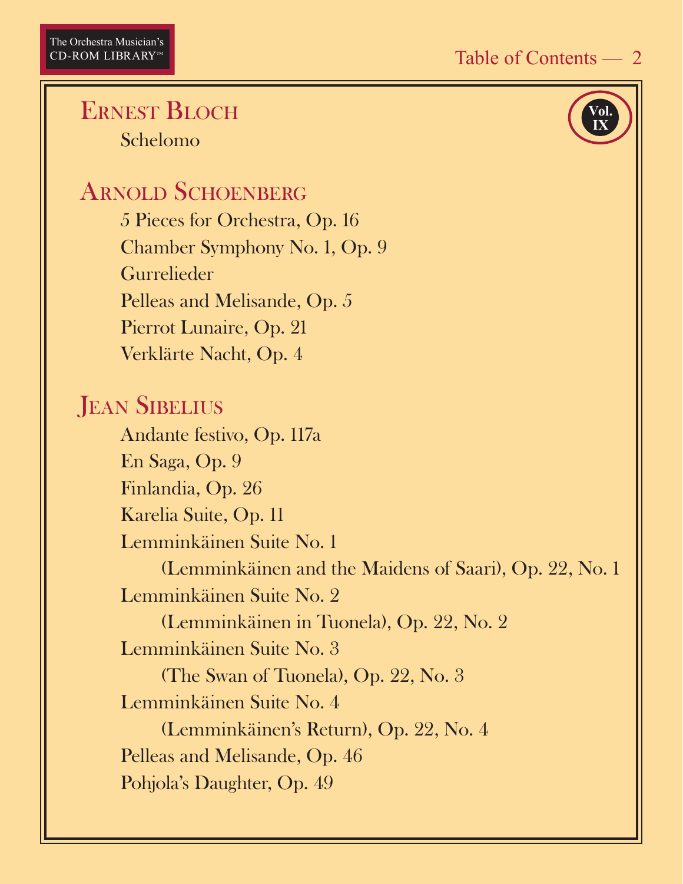Vol. IX

## Ernest Bloch

Schelomo

## Arnold Schoenberg

5 Pieces for Orchestra, Op. 16

Chamber Symphony No. 1, Op. 9

Gurrelieder

Pelleas and Melisande, Op. 5

Pierrot Lunaire, Op. 21

Verklärte Nacht, Op. 4

## Jean Sibelius

Andante festivo, Op. 117a

En Saga, Op. 9

Finlandia, Op. 26

Karelia Suite, Op. 11

Lemminkäinen Suite No. 1
 (Lemminkäinen and the Maidens of Saari), Op. 22, No. 1

Lemminkäinen Suite No. 2
 (Lemminkäinen in Tuonela), Op. 22, No. 2

Lemminkäinen Suite No. 3
 (The Swan of Tuonela), Op. 22, No. 3

Lemminkäinen Suite No. 4
 (Lemminkäinen's Return), Op. 22, No. 4

Pelleas and Melisande, Op. 46

Pohjola's Daughter, Op. 49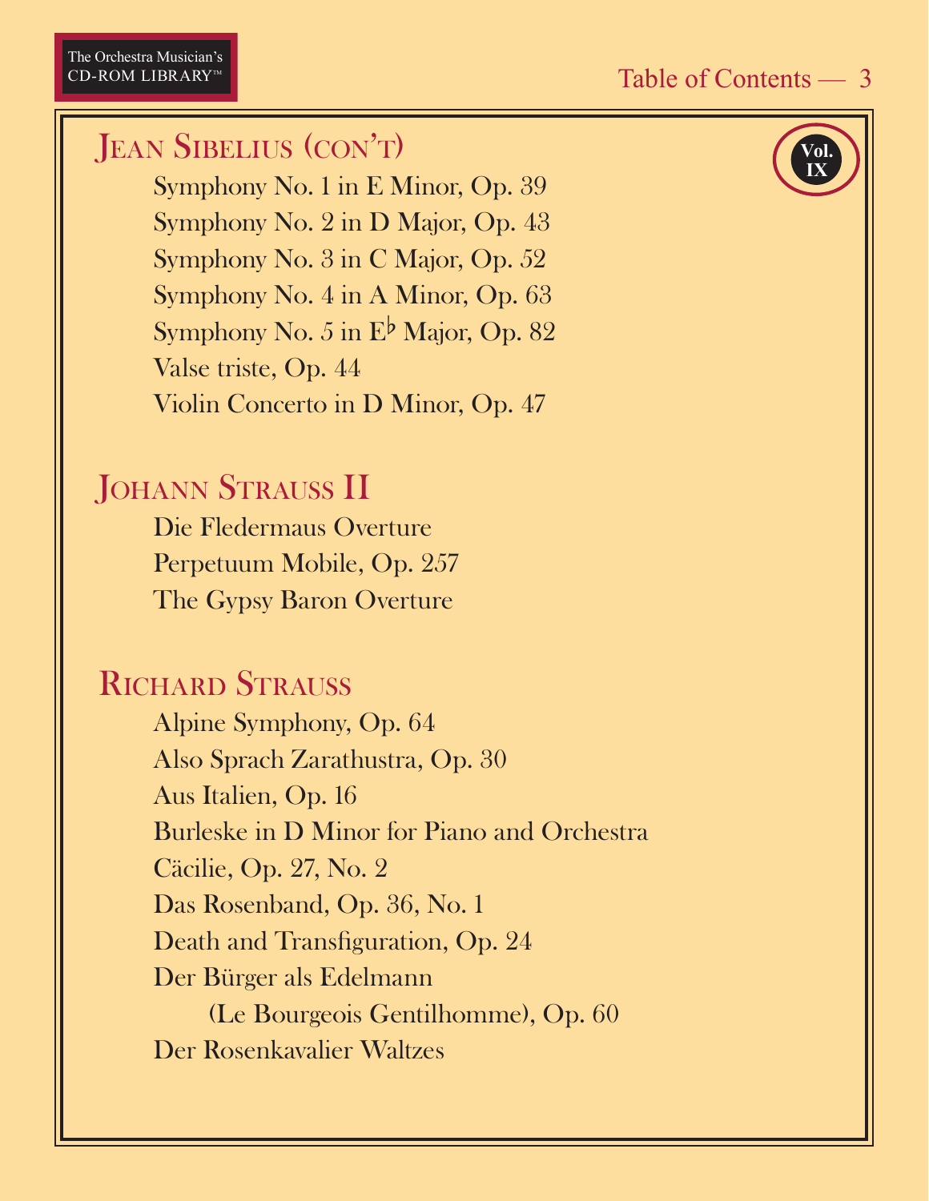## Jean Sibelius (con't)

Symphony No. 1 in E Minor, Op. 39
Symphony No. 2 in D Major, Op. 43
Symphony No. 3 in C Major, Op. 52
Symphony No. 4 in A Minor, Op. 63
Symphony No. 5 in E♭ Major, Op. 82
Valse triste, Op. 44
Violin Concerto in D Minor, Op. 47

## Johann Strauss II

Die Fledermaus Overture
Perpetuum Mobile, Op. 257
The Gypsy Baron Overture

## Richard Strauss

Alpine Symphony, Op. 64
Also Sprach Zarathustra, Op. 30
Aus Italien, Op. 16
Burleske in D Minor for Piano and Orchestra
Cäcilie, Op. 27, No. 2
Das Rosenband, Op. 36, No. 1
Death and Transfiguration, Op. 24
Der Bürger als Edelmann
(Le Bourgeois Gentilhomme), Op. 60
Der Rosenkavalier Waltzes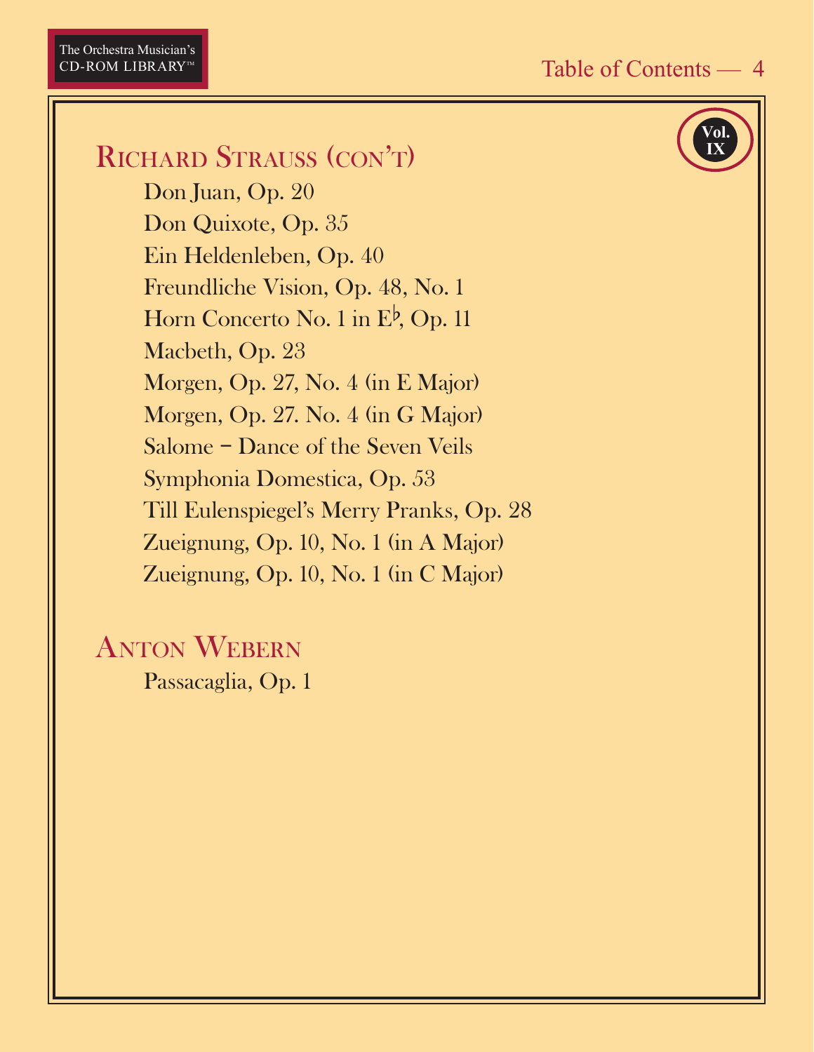## Richard Strauss (con't)

Don Juan, Op. 20
Don Quixote, Op. 35
Ein Heldenleben, Op. 40
Freundliche Vision, Op. 48, No. 1
Horn Concerto No. 1 in E♭, Op. 11
Macbeth, Op. 23
Morgen, Op. 27, No. 4 (in E Major)
Morgen, Op. 27. No. 4 (in G Major)
Salome – Dance of the Seven Veils
Symphonia Domestica, Op. 53
Till Eulenspiegel's Merry Pranks, Op. 28
Zueignung, Op. 10, No. 1 (in A Major)
Zueignung, Op. 10, No. 1 (in C Major)

## Anton Webern

Passacaglia, Op. 1